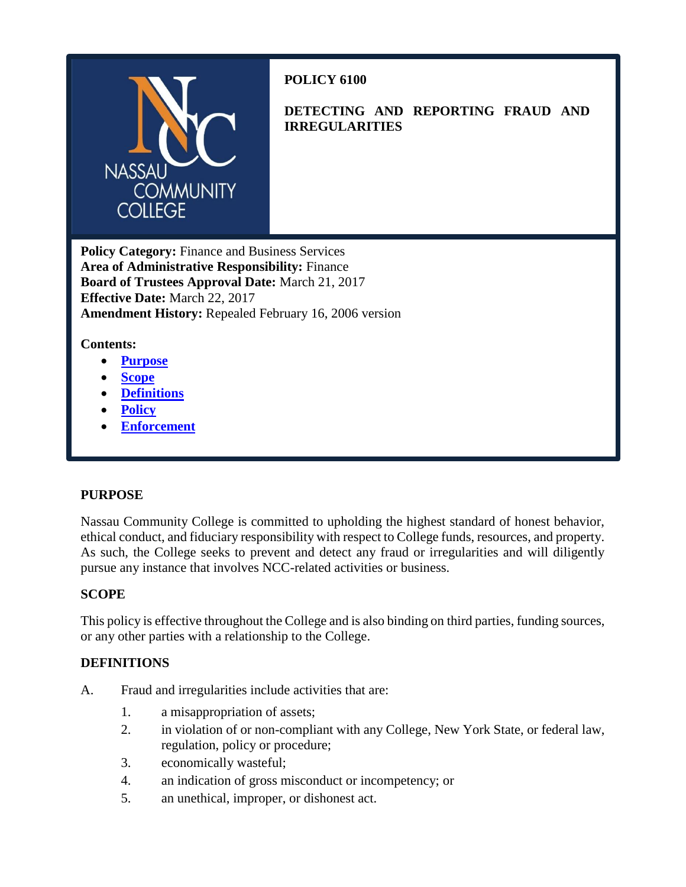# POLICY 6100

## DETECTING AND REPORTING FRAUD AND IRREGULARITIES

**Policy Category:** Finance and Business Services
**Area of Administrative Responsibility:** Finance
**Board of Trustees Approval Date:** March 21, 2017
**Effective Date:** March 22, 2017
**Amendment History:** Repealed February 16, 2006 version

**Contents:**

- **Purpose**
- **Scope**
- **Definitions**
- **Policy**
- **Enforcement**

### PURPOSE

Nassau Community College is committed to upholding the highest standard of honest behavior, ethical conduct, and fiduciary responsibility with respect to College funds, resources, and property. As such, the College seeks to prevent and detect any fraud or irregularities and will diligently pursue any instance that involves NCC-related activities or business.

### SCOPE

This policy is effective throughout the College and is also binding on third parties, funding sources, or any other parties with a relationship to the College.

### DEFINITIONS

A. Fraud and irregularities include activities that are:

1. a misappropriation of assets;
2. in violation of or non-compliant with any College, New York State, or federal law, regulation, policy or procedure;
3. economically wasteful;
4. an indication of gross misconduct or incompetency; or
5. an unethical, improper, or dishonest act.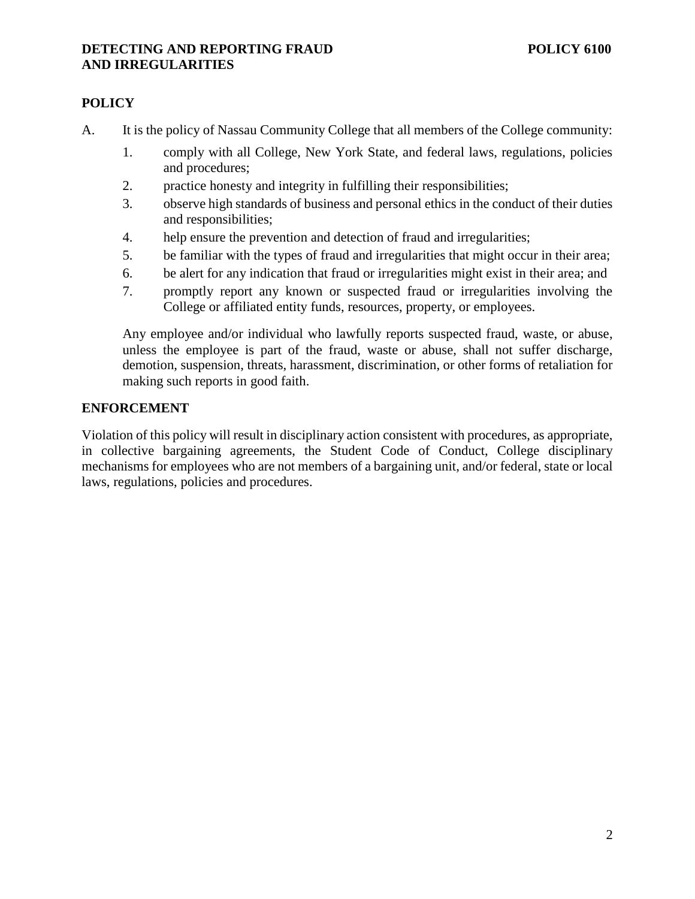**DETECTING AND REPORTING FRAUD AND IRREGULARITIES** **POLICY 6100**

## POLICY

A. It is the policy of Nassau Community College that all members of the College community:

1. comply with all College, New York State, and federal laws, regulations, policies and procedures;
2. practice honesty and integrity in fulfilling their responsibilities;
3. observe high standards of business and personal ethics in the conduct of their duties and responsibilities;
4. help ensure the prevention and detection of fraud and irregularities;
5. be familiar with the types of fraud and irregularities that might occur in their area;
6. be alert for any indication that fraud or irregularities might exist in their area; and
7. promptly report any known or suspected fraud or irregularities involving the College or affiliated entity funds, resources, property, or employees.

Any employee and/or individual who lawfully reports suspected fraud, waste, or abuse, unless the employee is part of the fraud, waste or abuse, shall not suffer discharge, demotion, suspension, threats, harassment, discrimination, or other forms of retaliation for making such reports in good faith.

## ENFORCEMENT

Violation of this policy will result in disciplinary action consistent with procedures, as appropriate, in collective bargaining agreements, the Student Code of Conduct, College disciplinary mechanisms for employees who are not members of a bargaining unit, and/or federal, state or local laws, regulations, policies and procedures.